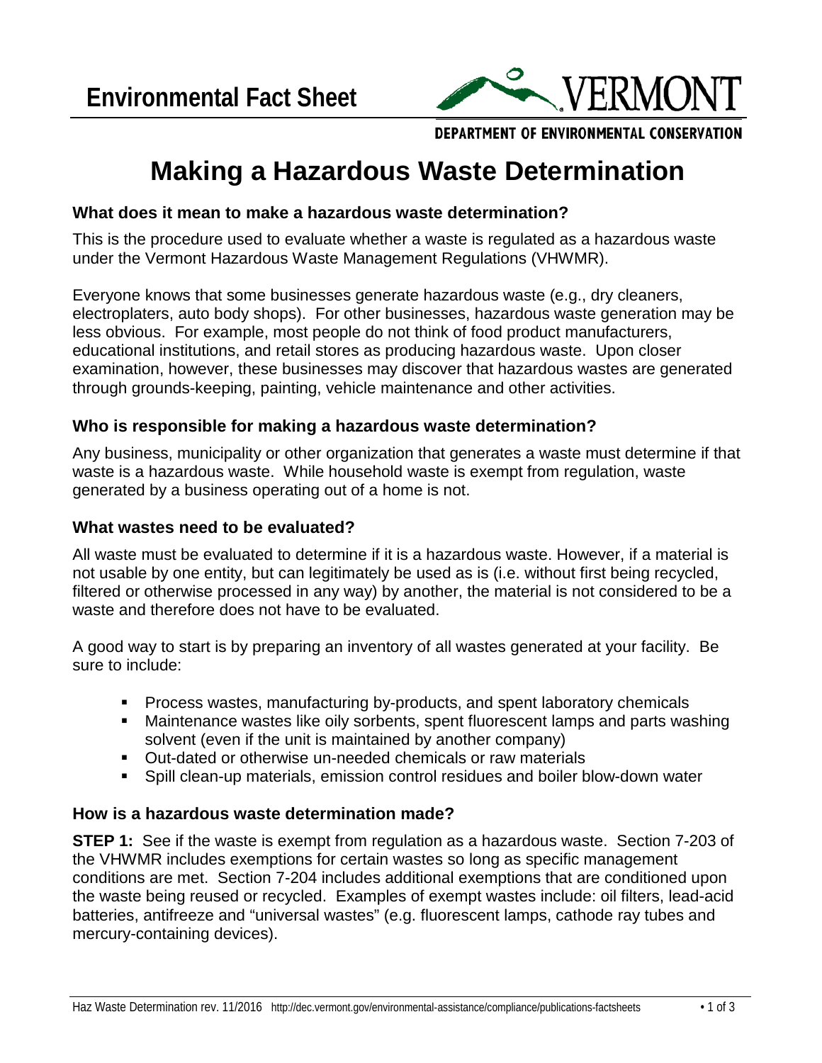Environmental Fact Sheet

VERMONT

DEPARTMENT OF ENVIRONMENTAL CONSERVATION

# Making a Hazardous Waste Determination

### What does it mean to make a hazardous waste determination?

This is the procedure used to evaluate whether a waste is regulated as a hazardous waste under the Vermont Hazardous Waste Management Regulations (VHWMR).

Everyone knows that some businesses generate hazardous waste (e.g., dry cleaners, electroplaters, auto body shops). For other businesses, hazardous waste generation may be less obvious. For example, most people do not think of food product manufacturers, educational institutions, and retail stores as producing hazardous waste. Upon closer examination, however, these businesses may discover that hazardous wastes are generated through grounds-keeping, painting, vehicle maintenance and other activities.

### Who is responsible for making a hazardous waste determination?

Any business, municipality or other organization that generates a waste must determine if that waste is a hazardous waste. While household waste is exempt from regulation, waste generated by a business operating out of a home is not.

### What wastes need to be evaluated?

All waste must be evaluated to determine if it is a hazardous waste. However, if a material is not usable by one entity, but can legitimately be used as is (i.e. without first being recycled, filtered or otherwise processed in any way) by another, the material is not considered to be a waste and therefore does not have to be evaluated.

A good way to start is by preparing an inventory of all wastes generated at your facility. Be sure to include:

- Process wastes, manufacturing by-products, and spent laboratory chemicals
- Maintenance wastes like oily sorbents, spent fluorescent lamps and parts washing solvent (even if the unit is maintained by another company)
- Out-dated or otherwise un-needed chemicals or raw materials
- Spill clean-up materials, emission control residues and boiler blow-down water

### How is a hazardous waste determination made?

**STEP 1:** See if the waste is exempt from regulation as a hazardous waste. Section 7-203 of the VHWMR includes exemptions for certain wastes so long as specific management conditions are met. Section 7-204 includes additional exemptions that are conditioned upon the waste being reused or recycled. Examples of exempt wastes include: oil filters, lead-acid batteries, antifreeze and "universal wastes" (e.g. fluorescent lamps, cathode ray tubes and mercury-containing devices).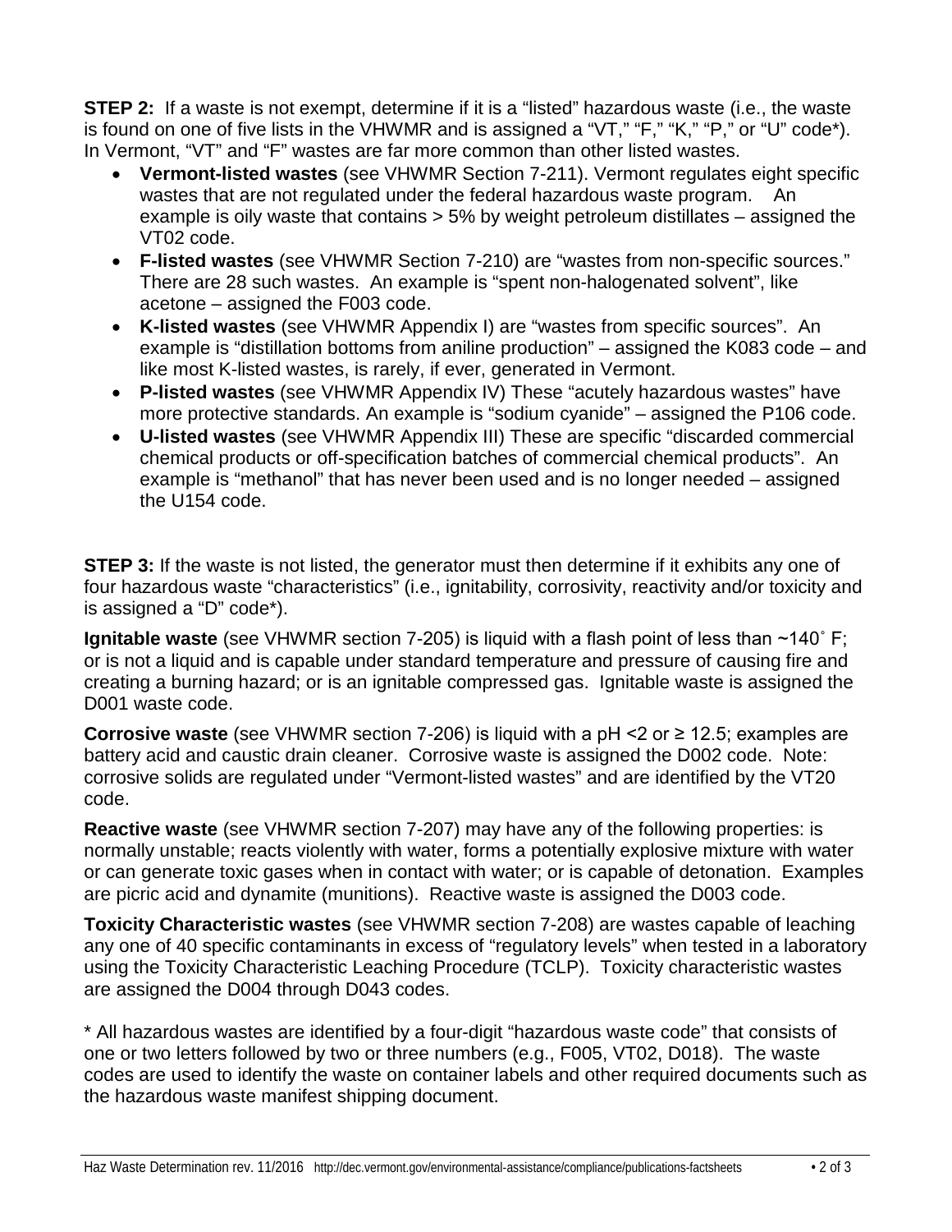**STEP 2:** If a waste is not exempt, determine if it is a "listed" hazardous waste (i.e., the waste is found on one of five lists in the VHWMR and is assigned a "VT," "F," "K," "P," or "U" code*). In Vermont, "VT" and "F" wastes are far more common than other listed wastes.

- **Vermont-listed wastes** (see VHWMR Section 7-211). Vermont regulates eight specific wastes that are not regulated under the federal hazardous waste program. An example is oily waste that contains > 5% by weight petroleum distillates – assigned the VT02 code.
- **F-listed wastes** (see VHWMR Section 7-210) are "wastes from non-specific sources." There are 28 such wastes. An example is "spent non-halogenated solvent", like acetone – assigned the F003 code.
- **K-listed wastes** (see VHWMR Appendix I) are "wastes from specific sources". An example is "distillation bottoms from aniline production" – assigned the K083 code – and like most K-listed wastes, is rarely, if ever, generated in Vermont.
- **P-listed wastes** (see VHWMR Appendix IV) These "acutely hazardous wastes" have more protective standards. An example is "sodium cyanide" – assigned the P106 code.
- **U-listed wastes** (see VHWMR Appendix III) These are specific "discarded commercial chemical products or off-specification batches of commercial chemical products". An example is "methanol" that has never been used and is no longer needed – assigned the U154 code.

**STEP 3:** If the waste is not listed, the generator must then determine if it exhibits any one of four hazardous waste "characteristics" (i.e., ignitability, corrosivity, reactivity and/or toxicity and is assigned a "D" code*).

**Ignitable waste** (see VHWMR section 7-205) is liquid with a flash point of less than ~140˚ F; or is not a liquid and is capable under standard temperature and pressure of causing fire and creating a burning hazard; or is an ignitable compressed gas. Ignitable waste is assigned the D001 waste code.

**Corrosive waste** (see VHWMR section 7-206) is liquid with a pH <2 or ≥ 12.5; examples are battery acid and caustic drain cleaner. Corrosive waste is assigned the D002 code. Note: corrosive solids are regulated under "Vermont-listed wastes" and are identified by the VT20 code.

**Reactive waste** (see VHWMR section 7-207) may have any of the following properties: is normally unstable; reacts violently with water, forms a potentially explosive mixture with water or can generate toxic gases when in contact with water; or is capable of detonation. Examples are picric acid and dynamite (munitions). Reactive waste is assigned the D003 code.

**Toxicity Characteristic wastes** (see VHWMR section 7-208) are wastes capable of leaching any one of 40 specific contaminants in excess of "regulatory levels" when tested in a laboratory using the Toxicity Characteristic Leaching Procedure (TCLP). Toxicity characteristic wastes are assigned the D004 through D043 codes.

* All hazardous wastes are identified by a four-digit "hazardous waste code" that consists of one or two letters followed by two or three numbers (e.g., F005, VT02, D018). The waste codes are used to identify the waste on container labels and other required documents such as the hazardous waste manifest shipping document.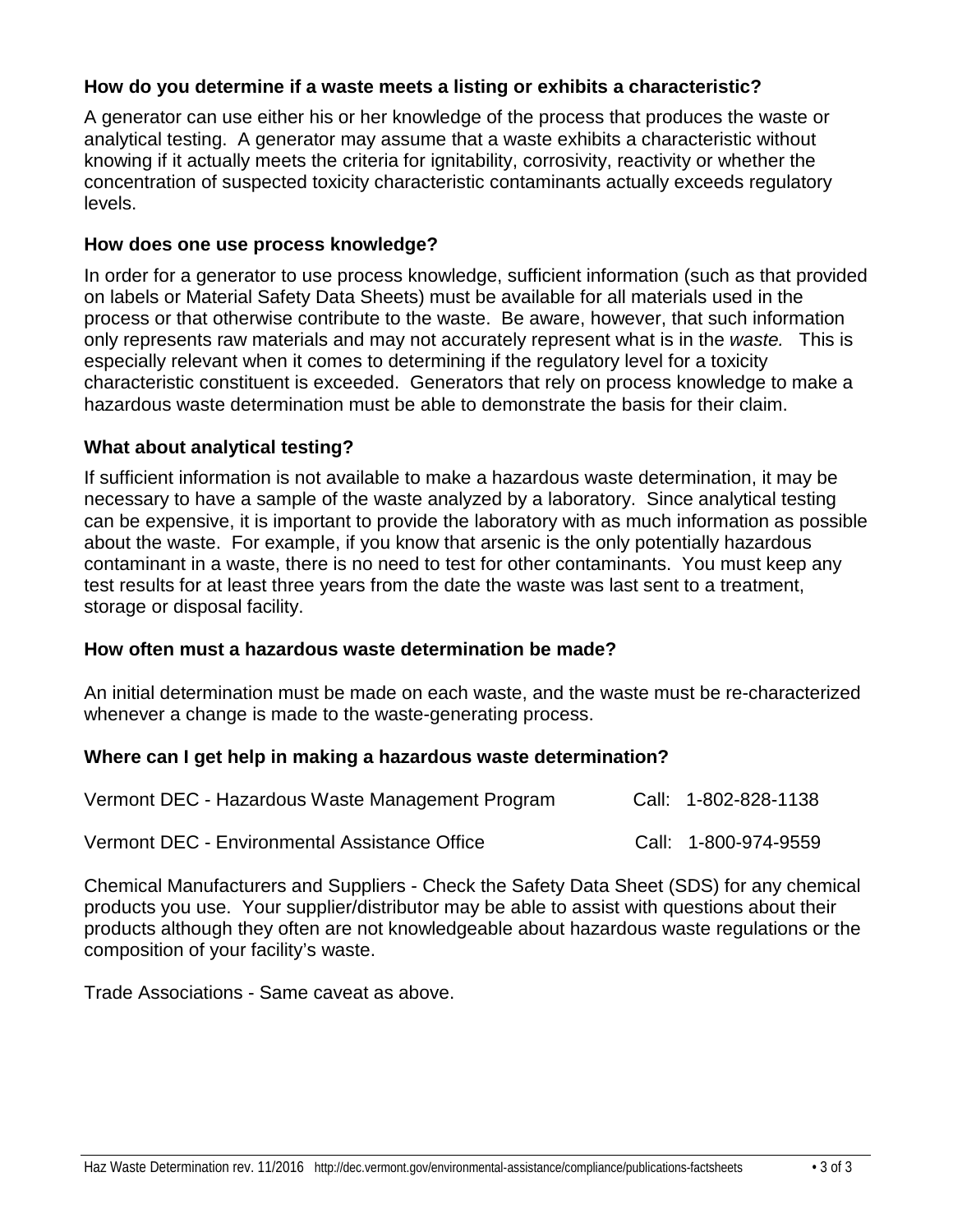### How do you determine if a waste meets a listing or exhibits a characteristic?

A generator can use either his or her knowledge of the process that produces the waste or analytical testing. A generator may assume that a waste exhibits a characteristic without knowing if it actually meets the criteria for ignitability, corrosivity, reactivity or whether the concentration of suspected toxicity characteristic contaminants actually exceeds regulatory levels.

### How does one use process knowledge?

In order for a generator to use process knowledge, sufficient information (such as that provided on labels or Material Safety Data Sheets) must be available for all materials used in the process or that otherwise contribute to the waste. Be aware, however, that such information only represents raw materials and may not accurately represent what is in the *waste.* This is especially relevant when it comes to determining if the regulatory level for a toxicity characteristic constituent is exceeded. Generators that rely on process knowledge to make a hazardous waste determination must be able to demonstrate the basis for their claim.

### What about analytical testing?

If sufficient information is not available to make a hazardous waste determination, it may be necessary to have a sample of the waste analyzed by a laboratory. Since analytical testing can be expensive, it is important to provide the laboratory with as much information as possible about the waste. For example, if you know that arsenic is the only potentially hazardous contaminant in a waste, there is no need to test for other contaminants. You must keep any test results for at least three years from the date the waste was last sent to a treatment, storage or disposal facility.

### How often must a hazardous waste determination be made?

An initial determination must be made on each waste, and the waste must be re-characterized whenever a change is made to the waste-generating process.

### Where can I get help in making a hazardous waste determination?

Vermont DEC - Hazardous Waste Management Program — Call: 1-802-828-1138

Vermont DEC - Environmental Assistance Office — Call: 1-800-974-9559

Chemical Manufacturers and Suppliers - Check the Safety Data Sheet (SDS) for any chemical products you use. Your supplier/distributor may be able to assist with questions about their products although they often are not knowledgeable about hazardous waste regulations or the composition of your facility's waste.

Trade Associations - Same caveat as above.